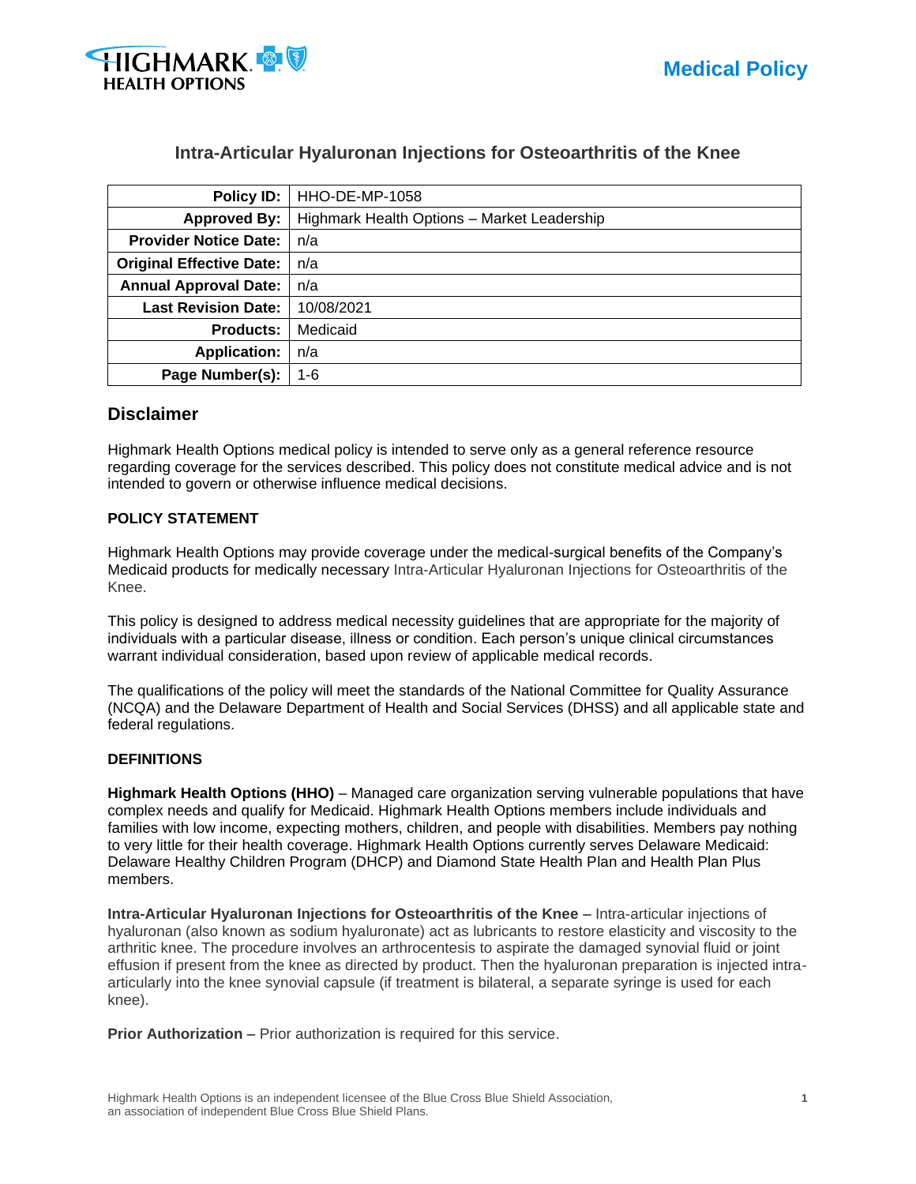# Intra-Articular Hyaluronan Injections for Osteoarthritis of the Knee

| | |
|---|---|
| **Policy ID:** | HHO-DE-MP-1058 |
| **Approved By:** | Highmark Health Options – Market Leadership |
| **Provider Notice Date:** | n/a |
| **Original Effective Date:** | n/a |
| **Annual Approval Date:** | n/a |
| **Last Revision Date:** | 10/08/2021 |
| **Products:** | Medicaid |
| **Application:** | n/a |
| **Page Number(s):** | 1-6 |

## Disclaimer

Highmark Health Options medical policy is intended to serve only as a general reference resource regarding coverage for the services described. This policy does not constitute medical advice and is not intended to govern or otherwise influence medical decisions.

### POLICY STATEMENT

Highmark Health Options may provide coverage under the medical-surgical benefits of the Company's Medicaid products for medically necessary Intra-Articular Hyaluronan Injections for Osteoarthritis of the Knee.

This policy is designed to address medical necessity guidelines that are appropriate for the majority of individuals with a particular disease, illness or condition. Each person's unique clinical circumstances warrant individual consideration, based upon review of applicable medical records.

The qualifications of the policy will meet the standards of the National Committee for Quality Assurance (NCQA) and the Delaware Department of Health and Social Services (DHSS) and all applicable state and federal regulations.

### DEFINITIONS

**Highmark Health Options (HHO)** – Managed care organization serving vulnerable populations that have complex needs and qualify for Medicaid. Highmark Health Options members include individuals and families with low income, expecting mothers, children, and people with disabilities. Members pay nothing to very little for their health coverage. Highmark Health Options currently serves Delaware Medicaid: Delaware Healthy Children Program (DHCP) and Diamond State Health Plan and Health Plan Plus members.

**Intra-Articular Hyaluronan Injections for Osteoarthritis of the Knee –** Intra-articular injections of hyaluronan (also known as sodium hyaluronate) act as lubricants to restore elasticity and viscosity to the arthritic knee. The procedure involves an arthrocentesis to aspirate the damaged synovial fluid or joint effusion if present from the knee as directed by product. Then the hyaluronan preparation is injected intra-articularly into the knee synovial capsule (if treatment is bilateral, a separate syringe is used for each knee).

**Prior Authorization –** Prior authorization is required for this service.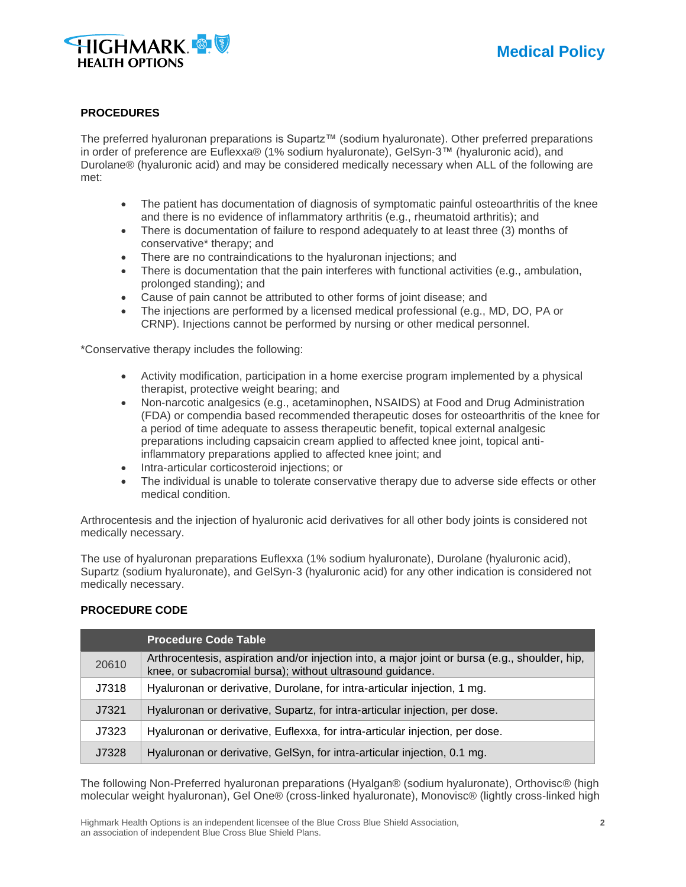**PROCEDURES**

The preferred hyaluronan preparations is Supartz™ (sodium hyaluronate). Other preferred preparations in order of preference are Euflexxa® (1% sodium hyaluronate), GelSyn-3™ (hyaluronic acid), and Durolane® (hyaluronic acid) and may be considered medically necessary when ALL of the following are met:

- The patient has documentation of diagnosis of symptomatic painful osteoarthritis of the knee and there is no evidence of inflammatory arthritis (e.g., rheumatoid arthritis); and
- There is documentation of failure to respond adequately to at least three (3) months of conservative* therapy; and
- There are no contraindications to the hyaluronan injections; and
- There is documentation that the pain interferes with functional activities (e.g., ambulation, prolonged standing); and
- Cause of pain cannot be attributed to other forms of joint disease; and
- The injections are performed by a licensed medical professional (e.g., MD, DO, PA or CRNP). Injections cannot be performed by nursing or other medical personnel.

*Conservative therapy includes the following:

- Activity modification, participation in a home exercise program implemented by a physical therapist, protective weight bearing; and
- Non-narcotic analgesics (e.g., acetaminophen, NSAIDS) at Food and Drug Administration (FDA) or compendia based recommended therapeutic doses for osteoarthritis of the knee for a period of time adequate to assess therapeutic benefit, topical external analgesic preparations including capsaicin cream applied to affected knee joint, topical anti-inflammatory preparations applied to affected knee joint; and
- Intra-articular corticosteroid injections; or
- The individual is unable to tolerate conservative therapy due to adverse side effects or other medical condition.

Arthrocentesis and the injection of hyaluronic acid derivatives for all other body joints is considered not medically necessary.

The use of hyaluronan preparations Euflexxa (1% sodium hyaluronate), Durolane (hyaluronic acid), Supartz (sodium hyaluronate), and GelSyn-3 (hyaluronic acid) for any other indication is considered not medically necessary.

**PROCEDURE CODE**

| | Procedure Code Table |
|---|---|
| 20610 | Arthrocentesis, aspiration and/or injection into, a major joint or bursa (e.g., shoulder, hip, knee, or subacromial bursa); without ultrasound guidance. |
| J7318 | Hyaluronan or derivative, Durolane, for intra-articular injection, 1 mg. |
| J7321 | Hyaluronan or derivative, Supartz, for intra-articular injection, per dose. |
| J7323 | Hyaluronan or derivative, Euflexxa, for intra-articular injection, per dose. |
| J7328 | Hyaluronan or derivative, GelSyn, for intra-articular injection, 0.1 mg. |

The following Non-Preferred hyaluronan preparations (Hyalgan® (sodium hyaluronate), Orthovisc® (high molecular weight hyaluronan), Gel One® (cross-linked hyaluronate), Monovisc® (lightly cross-linked high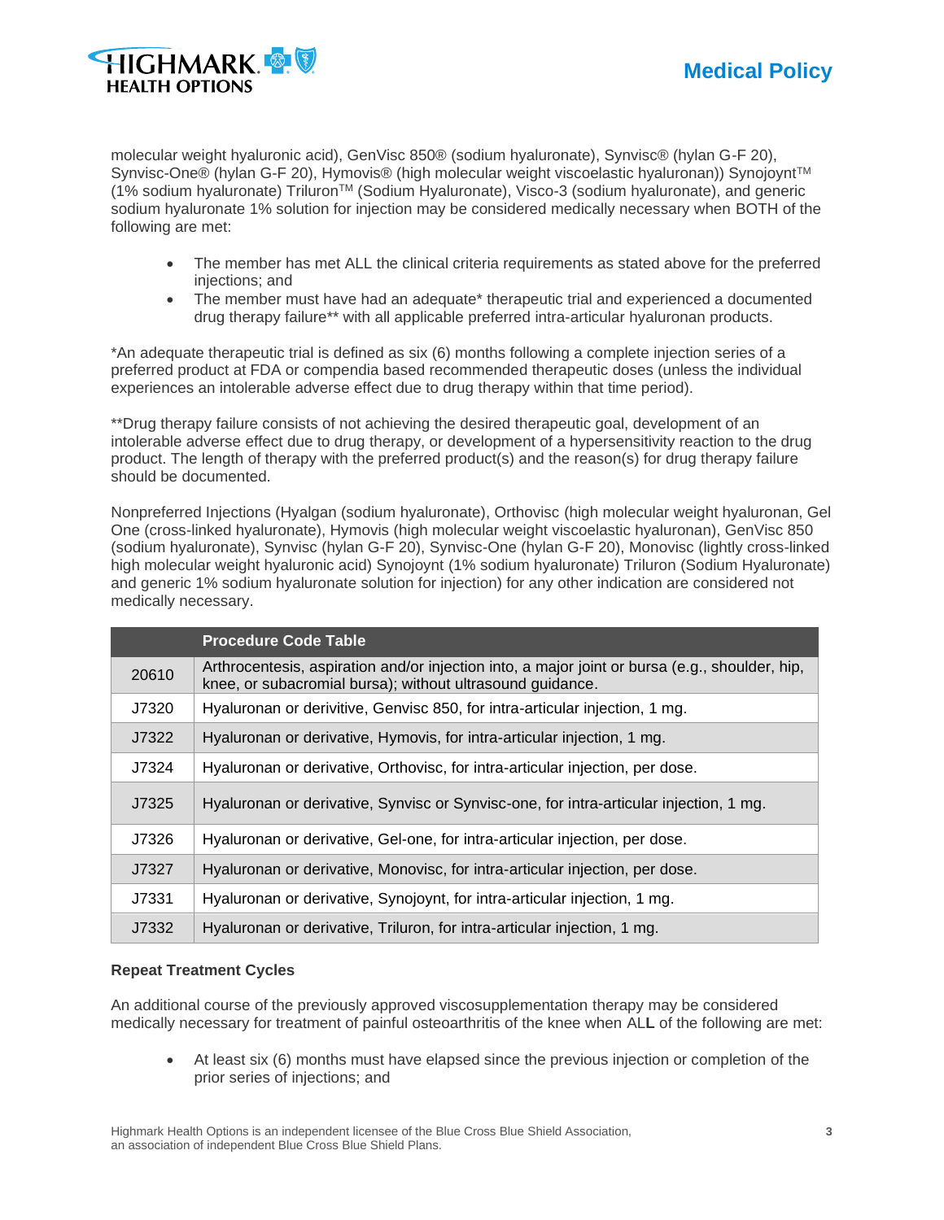molecular weight hyaluronic acid), GenVisc 850® (sodium hyaluronate), Synvisc® (hylan G-F 20), Synvisc-One® (hylan G-F 20), Hymovis® (high molecular weight viscoelastic hyaluronan)) Synojoynt™ (1% sodium hyaluronate) Triluron™ (Sodium Hyaluronate), Visco-3 (sodium hyaluronate), and generic sodium hyaluronate 1% solution for injection may be considered medically necessary when BOTH of the following are met:

- The member has met ALL the clinical criteria requirements as stated above for the preferred injections; and
- The member must have had an adequate* therapeutic trial and experienced a documented drug therapy failure** with all applicable preferred intra-articular hyaluronan products.

*An adequate therapeutic trial is defined as six (6) months following a complete injection series of a preferred product at FDA or compendia based recommended therapeutic doses (unless the individual experiences an intolerable adverse effect due to drug therapy within that time period).

**Drug therapy failure consists of not achieving the desired therapeutic goal, development of an intolerable adverse effect due to drug therapy, or development of a hypersensitivity reaction to the drug product. The length of therapy with the preferred product(s) and the reason(s) for drug therapy failure should be documented.

Nonpreferred Injections (Hyalgan (sodium hyaluronate), Orthovisc (high molecular weight hyaluronan, Gel One (cross-linked hyaluronate), Hymovis (high molecular weight viscoelastic hyaluronan), GenVisc 850 (sodium hyaluronate), Synvisc (hylan G-F 20), Synvisc-One (hylan G-F 20), Monovisc (lightly cross-linked high molecular weight hyaluronic acid) Synojoynt (1% sodium hyaluronate) Triluron (Sodium Hyaluronate) and generic 1% sodium hyaluronate solution for injection) for any other indication are considered not medically necessary.

| | Procedure Code Table |
|---|---|
| 20610 | Arthrocentesis, aspiration and/or injection into, a major joint or bursa (e.g., shoulder, hip, knee, or subacromial bursa); without ultrasound guidance. |
| J7320 | Hyaluronan or derivitive, Genvisc 850, for intra-articular injection, 1 mg. |
| J7322 | Hyaluronan or derivative, Hymovis, for intra-articular injection, 1 mg. |
| J7324 | Hyaluronan or derivative, Orthovisc, for intra-articular injection, per dose. |
| J7325 | Hyaluronan or derivative, Synvisc or Synvisc-one, for intra-articular injection, 1 mg. |
| J7326 | Hyaluronan or derivative, Gel-one, for intra-articular injection, per dose. |
| J7327 | Hyaluronan or derivative, Monovisc, for intra-articular injection, per dose. |
| J7331 | Hyaluronan or derivative, Synojoynt, for intra-articular injection, 1 mg. |
| J7332 | Hyaluronan or derivative, Triluron, for intra-articular injection, 1 mg. |

**Repeat Treatment Cycles**

An additional course of the previously approved viscosupplementation therapy may be considered medically necessary for treatment of painful osteoarthritis of the knee when ALL of the following are met:

- At least six (6) months must have elapsed since the previous injection or completion of the prior series of injections; and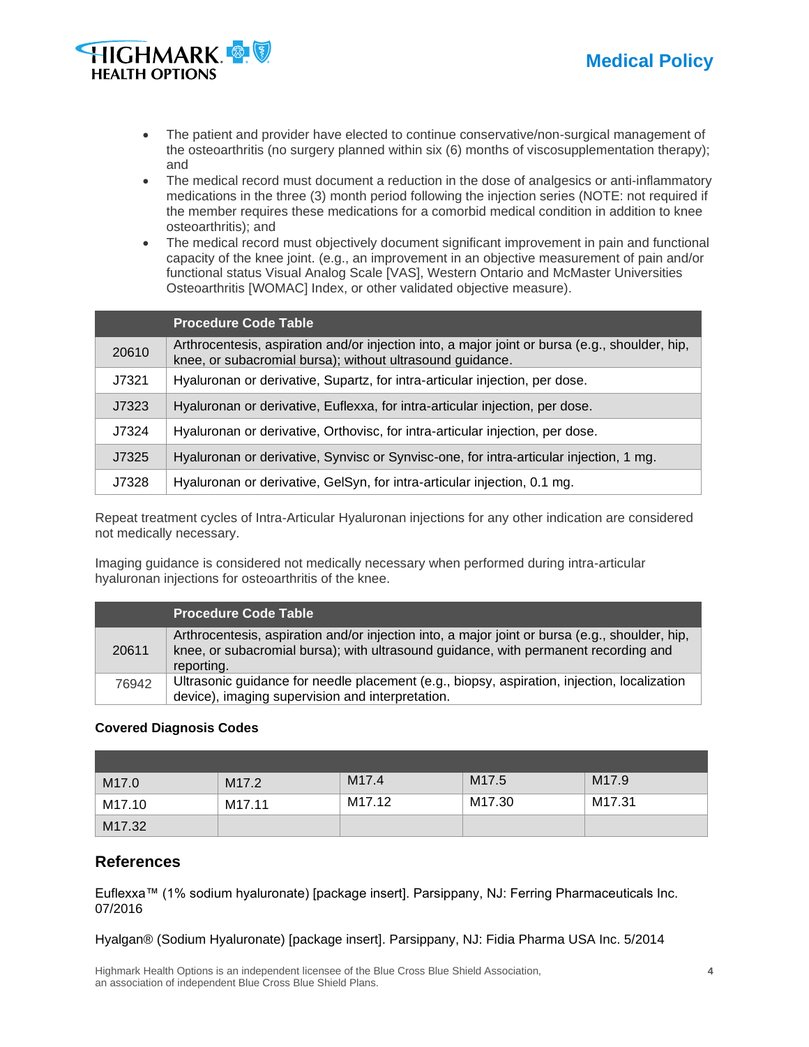- The patient and provider have elected to continue conservative/non-surgical management of the osteoarthritis (no surgery planned within six (6) months of viscosupplementation therapy); and
- The medical record must document a reduction in the dose of analgesics or anti-inflammatory medications in the three (3) month period following the injection series (NOTE: not required if the member requires these medications for a comorbid medical condition in addition to knee osteoarthritis); and
- The medical record must objectively document significant improvement in pain and functional capacity of the knee joint. (e.g., an improvement in an objective measurement of pain and/or functional status Visual Analog Scale [VAS], Western Ontario and McMaster Universities Osteoarthritis [WOMAC] Index, or other validated objective measure).

| | Procedure Code Table |
|---|---|
| 20610 | Arthrocentesis, aspiration and/or injection into, a major joint or bursa (e.g., shoulder, hip, knee, or subacromial bursa); without ultrasound guidance. |
| J7321 | Hyaluronan or derivative, Supartz, for intra-articular injection, per dose. |
| J7323 | Hyaluronan or derivative, Euflexxa, for intra-articular injection, per dose. |
| J7324 | Hyaluronan or derivative, Orthovisc, for intra-articular injection, per dose. |
| J7325 | Hyaluronan or derivative, Synvisc or Synvisc-one, for intra-articular injection, 1 mg. |
| J7328 | Hyaluronan or derivative, GelSyn, for intra-articular injection, 0.1 mg. |

Repeat treatment cycles of Intra-Articular Hyaluronan injections for any other indication are considered not medically necessary.

Imaging guidance is considered not medically necessary when performed during intra-articular hyaluronan injections for osteoarthritis of the knee.

| | Procedure Code Table |
|---|---|
| 20611 | Arthrocentesis, aspiration and/or injection into, a major joint or bursa (e.g., shoulder, hip, knee, or subacromial bursa); with ultrasound guidance, with permanent recording and reporting. |
| 76942 | Ultrasonic guidance for needle placement (e.g., biopsy, aspiration, injection, localization device), imaging supervision and interpretation. |

**Covered Diagnosis Codes**

| | | | | |
|---|---|---|---|---|
| M17.0 | M17.2 | M17.4 | M17.5 | M17.9 |
| M17.10 | M17.11 | M17.12 | M17.30 | M17.31 |
| M17.32 | | | | |

## References

Euflexxa™ (1% sodium hyaluronate) [package insert]. Parsippany, NJ: Ferring Pharmaceuticals Inc. 07/2016

Hyalgan® (Sodium Hyaluronate) [package insert]. Parsippany, NJ: Fidia Pharma USA Inc. 5/2014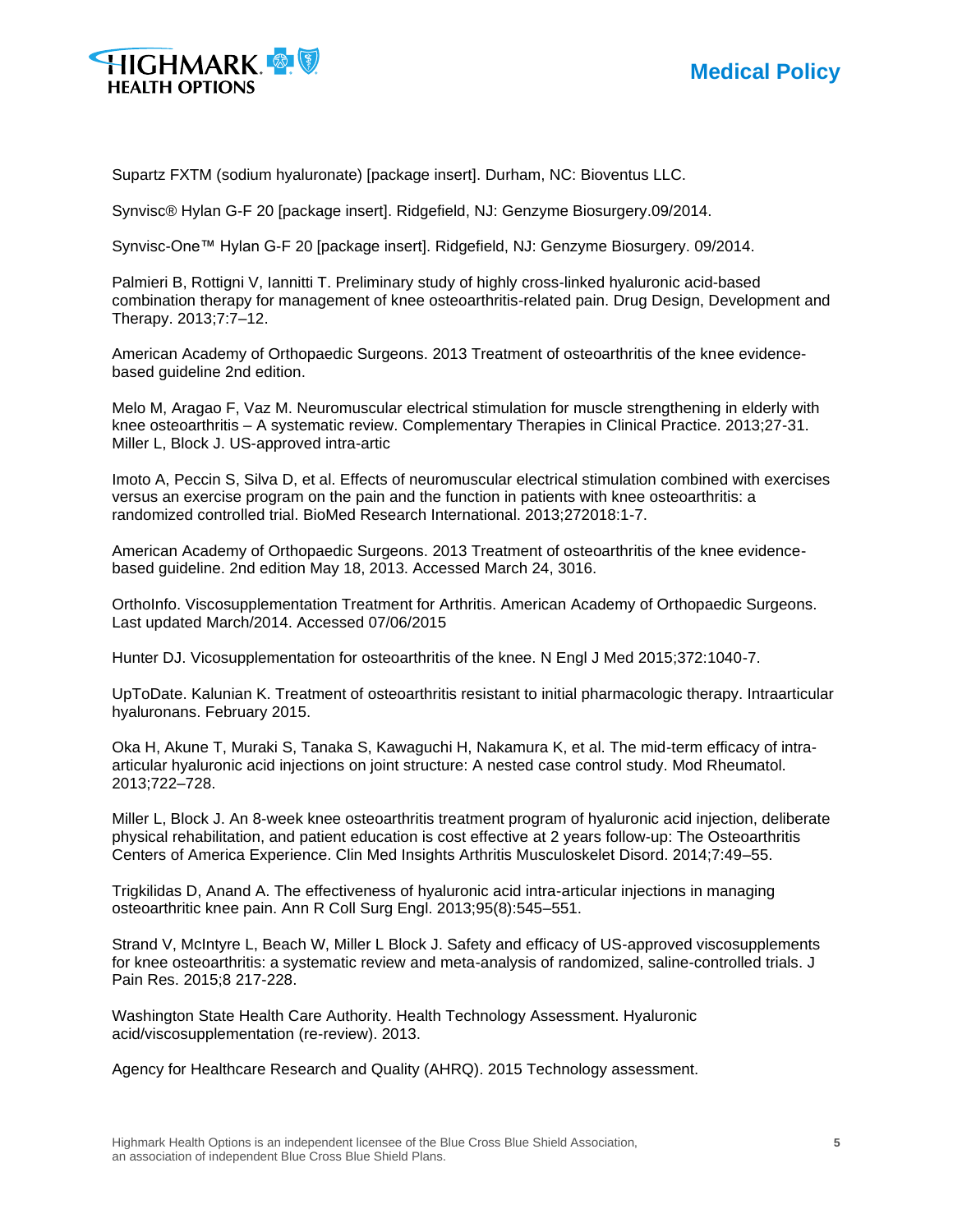Supartz FXTM (sodium hyaluronate) [package insert]. Durham, NC: Bioventus LLC.

Synvisc® Hylan G-F 20 [package insert]. Ridgefield, NJ: Genzyme Biosurgery.09/2014.

Synvisc-One™ Hylan G-F 20 [package insert]. Ridgefield, NJ: Genzyme Biosurgery. 09/2014.

Palmieri B, Rottigni V, Iannitti T. Preliminary study of highly cross-linked hyaluronic acid-based combination therapy for management of knee osteoarthritis-related pain. Drug Design, Development and Therapy. 2013;7:7–12.

American Academy of Orthopaedic Surgeons. 2013 Treatment of osteoarthritis of the knee evidence-based guideline 2nd edition.

Melo M, Aragao F, Vaz M. Neuromuscular electrical stimulation for muscle strengthening in elderly with knee osteoarthritis – A systematic review. Complementary Therapies in Clinical Practice. 2013;27-31. Miller L, Block J. US-approved intra-artic

Imoto A, Peccin S, Silva D, et al. Effects of neuromuscular electrical stimulation combined with exercises versus an exercise program on the pain and the function in patients with knee osteoarthritis: a randomized controlled trial. BioMed Research International. 2013;272018:1-7.

American Academy of Orthopaedic Surgeons. 2013 Treatment of osteoarthritis of the knee evidence-based guideline. 2nd edition May 18, 2013. Accessed March 24, 3016.

OrthoInfo. Viscosupplementation Treatment for Arthritis. American Academy of Orthopaedic Surgeons. Last updated March/2014. Accessed 07/06/2015

Hunter DJ. Vicosupplementation for osteoarthritis of the knee. N Engl J Med 2015;372:1040-7.

UpToDate. Kalunian K. Treatment of osteoarthritis resistant to initial pharmacologic therapy. Intraarticular hyaluronans. February 2015.

Oka H, Akune T, Muraki S, Tanaka S, Kawaguchi H, Nakamura K, et al. The mid-term efficacy of intra-articular hyaluronic acid injections on joint structure: A nested case control study. Mod Rheumatol. 2013;722–728.

Miller L, Block J. An 8-week knee osteoarthritis treatment program of hyaluronic acid injection, deliberate physical rehabilitation, and patient education is cost effective at 2 years follow-up: The Osteoarthritis Centers of America Experience. Clin Med Insights Arthritis Musculoskelet Disord. 2014;7:49–55.

Trigkilidas D, Anand A. The effectiveness of hyaluronic acid intra-articular injections in managing osteoarthritic knee pain. Ann R Coll Surg Engl. 2013;95(8):545–551.

Strand V, McIntyre L, Beach W, Miller L Block J. Safety and efficacy of US-approved viscosupplements for knee osteoarthritis: a systematic review and meta-analysis of randomized, saline-controlled trials. J Pain Res. 2015;8 217-228.

Washington State Health Care Authority. Health Technology Assessment. Hyaluronic acid/viscosupplementation (re-review). 2013.

Agency for Healthcare Research and Quality (AHRQ). 2015 Technology assessment.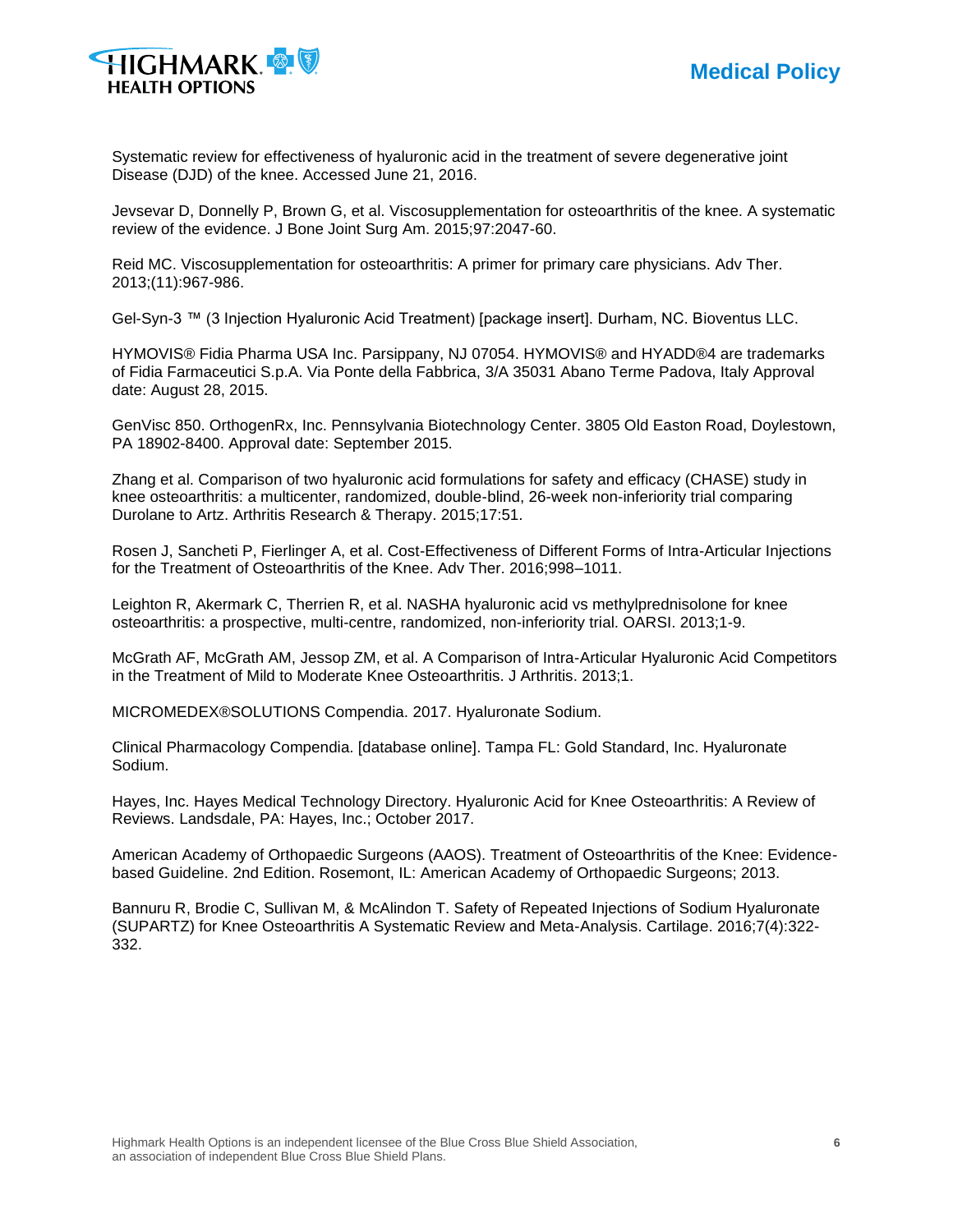Systematic review for effectiveness of hyaluronic acid in the treatment of severe degenerative joint Disease (DJD) of the knee. Accessed June 21, 2016.

Jevsevar D, Donnelly P, Brown G, et al. Viscosupplementation for osteoarthritis of the knee. A systematic review of the evidence. J Bone Joint Surg Am. 2015;97:2047-60.

Reid MC. Viscosupplementation for osteoarthritis: A primer for primary care physicians. Adv Ther. 2013;(11):967-986.

Gel-Syn-3 ™ (3 Injection Hyaluronic Acid Treatment) [package insert]. Durham, NC. Bioventus LLC.

HYMOVIS® Fidia Pharma USA Inc. Parsippany, NJ 07054. HYMOVIS® and HYADD®4 are trademarks of Fidia Farmaceutici S.p.A. Via Ponte della Fabbrica, 3/A 35031 Abano Terme Padova, Italy Approval date: August 28, 2015.

GenVisc 850. OrthogenRx, Inc. Pennsylvania Biotechnology Center. 3805 Old Easton Road, Doylestown, PA 18902-8400. Approval date: September 2015.

Zhang et al. Comparison of two hyaluronic acid formulations for safety and efficacy (CHASE) study in knee osteoarthritis: a multicenter, randomized, double-blind, 26-week non-inferiority trial comparing Durolane to Artz. Arthritis Research & Therapy. 2015;17:51.

Rosen J, Sancheti P, Fierlinger A, et al. Cost-Effectiveness of Different Forms of Intra-Articular Injections for the Treatment of Osteoarthritis of the Knee. Adv Ther. 2016;998–1011.

Leighton R, Akermark C, Therrien R, et al. NASHA hyaluronic acid vs methylprednisolone for knee osteoarthritis: a prospective, multi-centre, randomized, non-inferiority trial. OARSI. 2013;1-9.

McGrath AF, McGrath AM, Jessop ZM, et al. A Comparison of Intra-Articular Hyaluronic Acid Competitors in the Treatment of Mild to Moderate Knee Osteoarthritis. J Arthritis. 2013;1.

MICROMEDEX®SOLUTIONS Compendia. 2017. Hyaluronate Sodium.

Clinical Pharmacology Compendia. [database online]. Tampa FL: Gold Standard, Inc. Hyaluronate Sodium.

Hayes, Inc. Hayes Medical Technology Directory. Hyaluronic Acid for Knee Osteoarthritis: A Review of Reviews. Landsdale, PA: Hayes, Inc.; October 2017.

American Academy of Orthopaedic Surgeons (AAOS). Treatment of Osteoarthritis of the Knee: Evidence-based Guideline. 2nd Edition. Rosemont, IL: American Academy of Orthopaedic Surgeons; 2013.

Bannuru R, Brodie C, Sullivan M, & McAlindon T. Safety of Repeated Injections of Sodium Hyaluronate (SUPARTZ) for Knee Osteoarthritis A Systematic Review and Meta-Analysis. Cartilage. 2016;7(4):322-332.